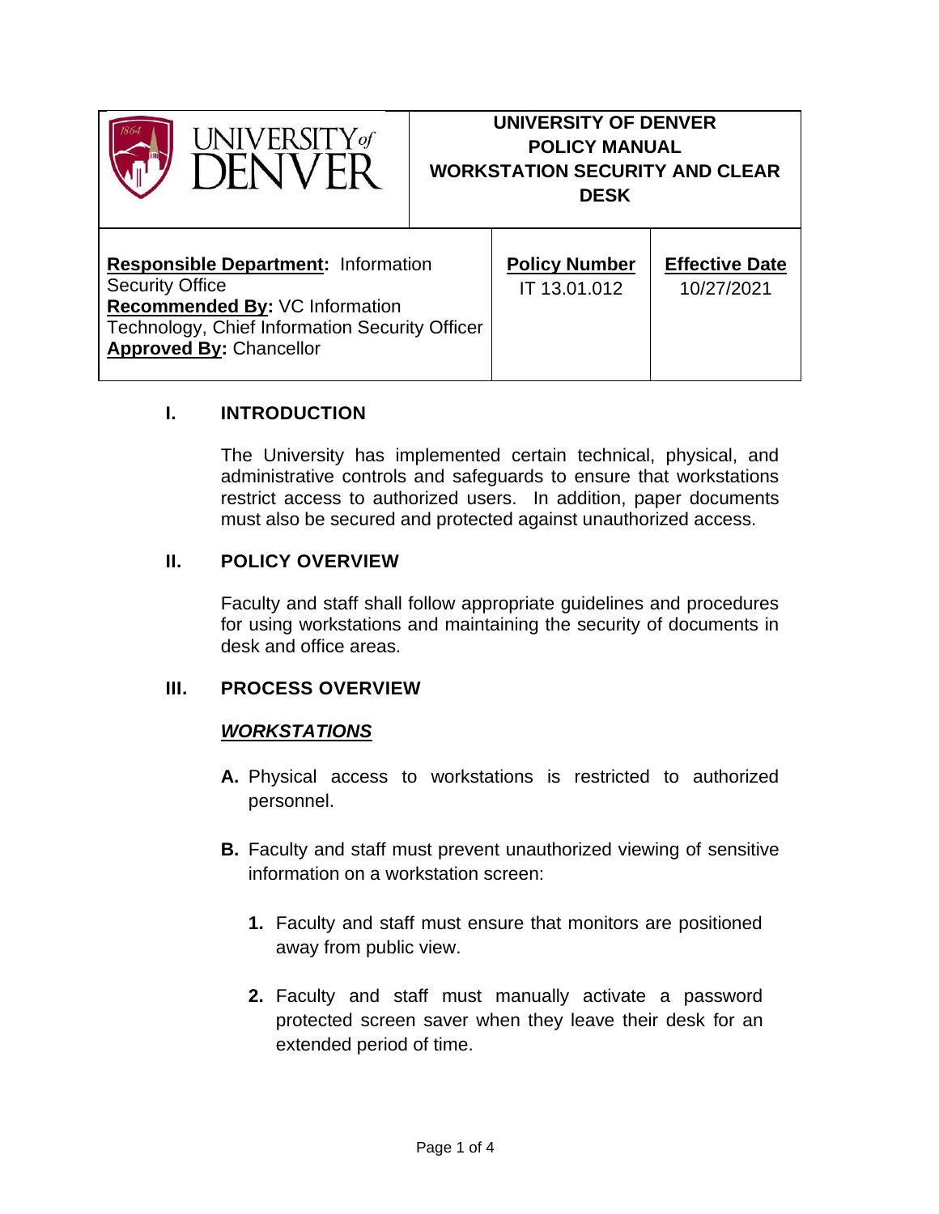| UNIVERSITY of DENVER | UNIVERSITY OF DENVER POLICY MANUAL WORKSTATION SECURITY AND CLEAR DESK | |
|---|---|---|
| **Responsible Department:** Information Security Office<br>**Recommended By:** VC Information Technology, Chief Information Security Officer<br>**Approved By:** Chancellor | **Policy Number**<br>IT 13.01.012 | **Effective Date**<br>10/27/2021 |

## I. INTRODUCTION

The University has implemented certain technical, physical, and administrative controls and safeguards to ensure that workstations restrict access to authorized users. In addition, paper documents must also be secured and protected against unauthorized access.

## II. POLICY OVERVIEW

Faculty and staff shall follow appropriate guidelines and procedures for using workstations and maintaining the security of documents in desk and office areas.

## III. PROCESS OVERVIEW

### ***WORKSTATIONS***

**A.** Physical access to workstations is restricted to authorized personnel.

**B.** Faculty and staff must prevent unauthorized viewing of sensitive information on a workstation screen:

1. Faculty and staff must ensure that monitors are positioned away from public view.

2. Faculty and staff must manually activate a password protected screen saver when they leave their desk for an extended period of time.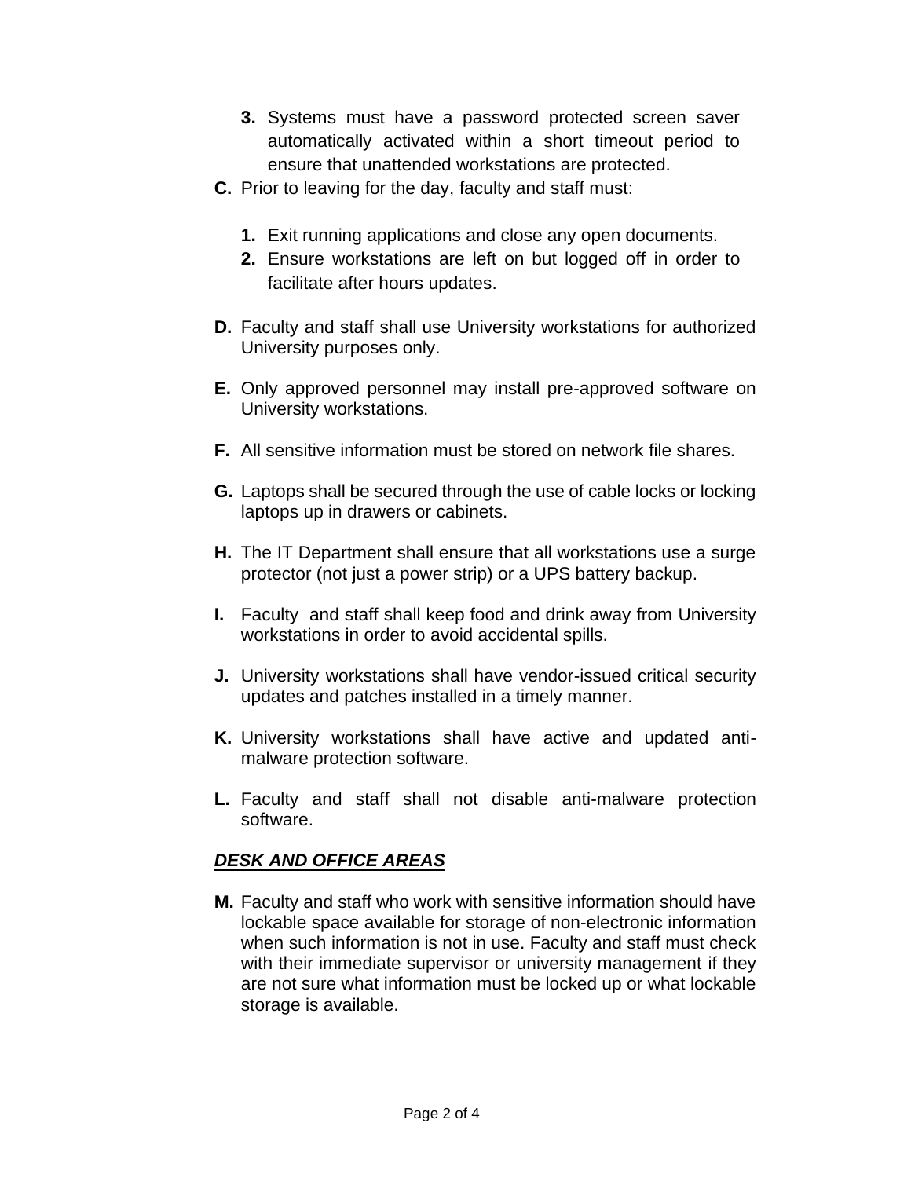3. Systems must have a password protected screen saver automatically activated within a short timeout period to ensure that unattended workstations are protected.

**C.** Prior to leaving for the day, faculty and staff must:

   1. Exit running applications and close any open documents.
   2. Ensure workstations are left on but logged off in order to facilitate after hours updates.

**D.** Faculty and staff shall use University workstations for authorized University purposes only.

**E.** Only approved personnel may install pre-approved software on University workstations.

**F.** All sensitive information must be stored on network file shares.

**G.** Laptops shall be secured through the use of cable locks or locking laptops up in drawers or cabinets.

**H.** The IT Department shall ensure that all workstations use a surge protector (not just a power strip) or a UPS battery backup.

**I.** Faculty and staff shall keep food and drink away from University workstations in order to avoid accidental spills.

**J.** University workstations shall have vendor-issued critical security updates and patches installed in a timely manner.

**K.** University workstations shall have active and updated anti-malware protection software.

**L.** Faculty and staff shall not disable anti-malware protection software.

***DESK AND OFFICE AREAS***

**M.** Faculty and staff who work with sensitive information should have lockable space available for storage of non-electronic information when such information is not in use. Faculty and staff must check with their immediate supervisor or university management if they are not sure what information must be locked up or what lockable storage is available.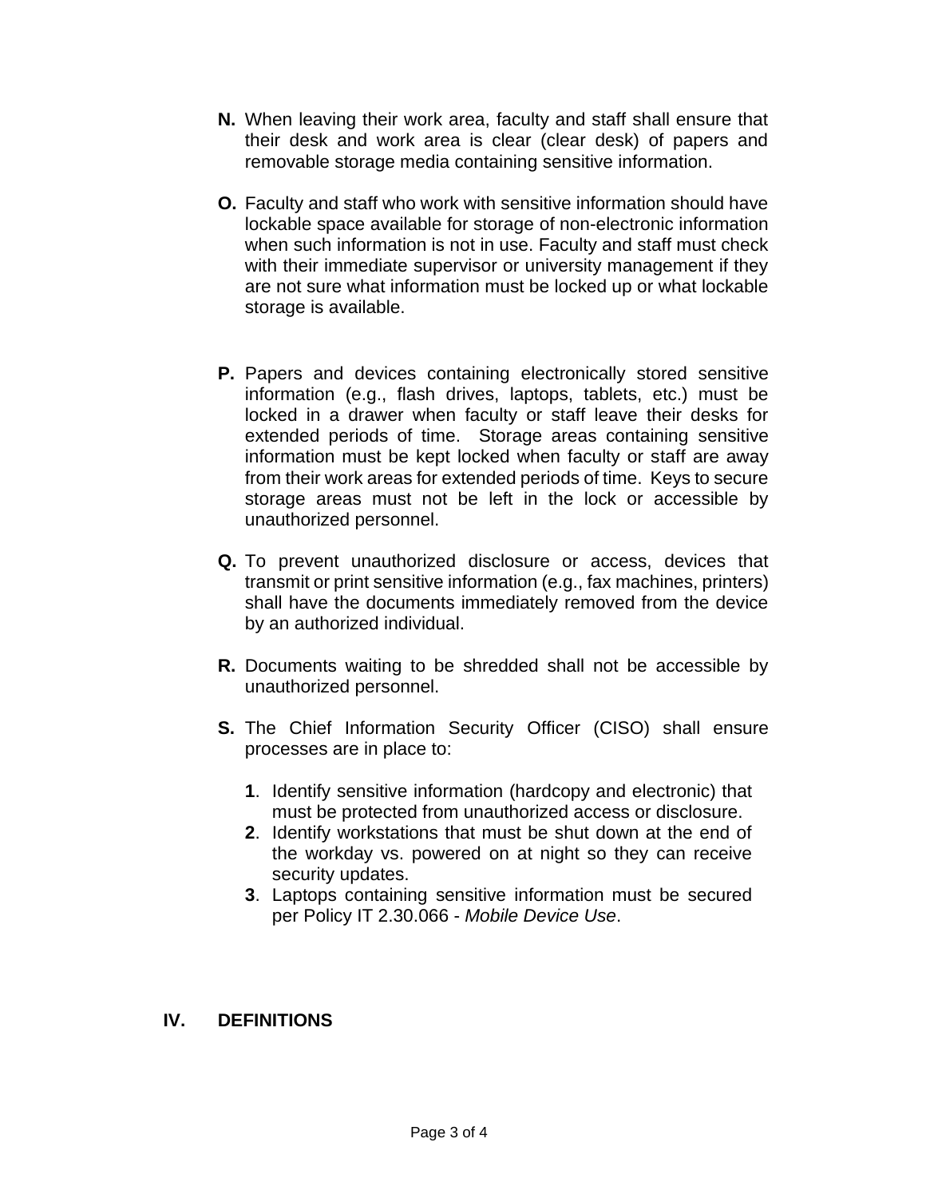**N.** When leaving their work area, faculty and staff shall ensure that their desk and work area is clear (clear desk) of papers and removable storage media containing sensitive information.

**O.** Faculty and staff who work with sensitive information should have lockable space available for storage of non-electronic information when such information is not in use. Faculty and staff must check with their immediate supervisor or university management if they are not sure what information must be locked up or what lockable storage is available.

**P.** Papers and devices containing electronically stored sensitive information (e.g., flash drives, laptops, tablets, etc.) must be locked in a drawer when faculty or staff leave their desks for extended periods of time. Storage areas containing sensitive information must be kept locked when faculty or staff are away from their work areas for extended periods of time. Keys to secure storage areas must not be left in the lock or accessible by unauthorized personnel.

**Q.** To prevent unauthorized disclosure or access, devices that transmit or print sensitive information (e.g., fax machines, printers) shall have the documents immediately removed from the device by an authorized individual.

**R.** Documents waiting to be shredded shall not be accessible by unauthorized personnel.

**S.** The Chief Information Security Officer (CISO) shall ensure processes are in place to:

1. Identify sensitive information (hardcopy and electronic) that must be protected from unauthorized access or disclosure.
2. Identify workstations that must be shut down at the end of the workday vs. powered on at night so they can receive security updates.
3. Laptops containing sensitive information must be secured per Policy IT 2.30.066 - *Mobile Device Use*.

## IV. DEFINITIONS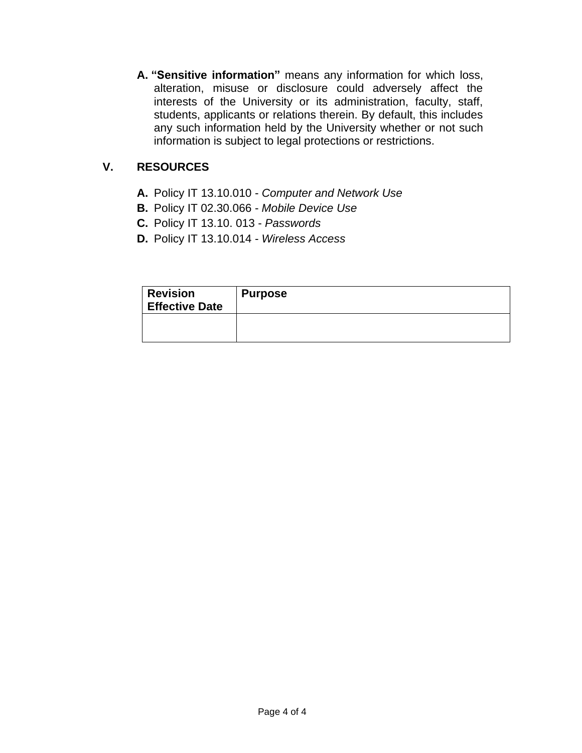A. **"Sensitive information"** means any information for which loss, alteration, misuse or disclosure could adversely affect the interests of the University or its administration, faculty, staff, students, applicants or relations therein. By default, this includes any such information held by the University whether or not such information is subject to legal protections or restrictions.

## V. RESOURCES

**A.** Policy IT 13.10.010 - *Computer and Network Use*
**B.** Policy IT 02.30.066 - *Mobile Device Use*
**C.** Policy IT 13.10. 013 - *Passwords*
**D.** Policy IT 13.10.014 - *Wireless Access*

| **Revision Effective Date** | **Purpose** |
| --- | --- |
| | |